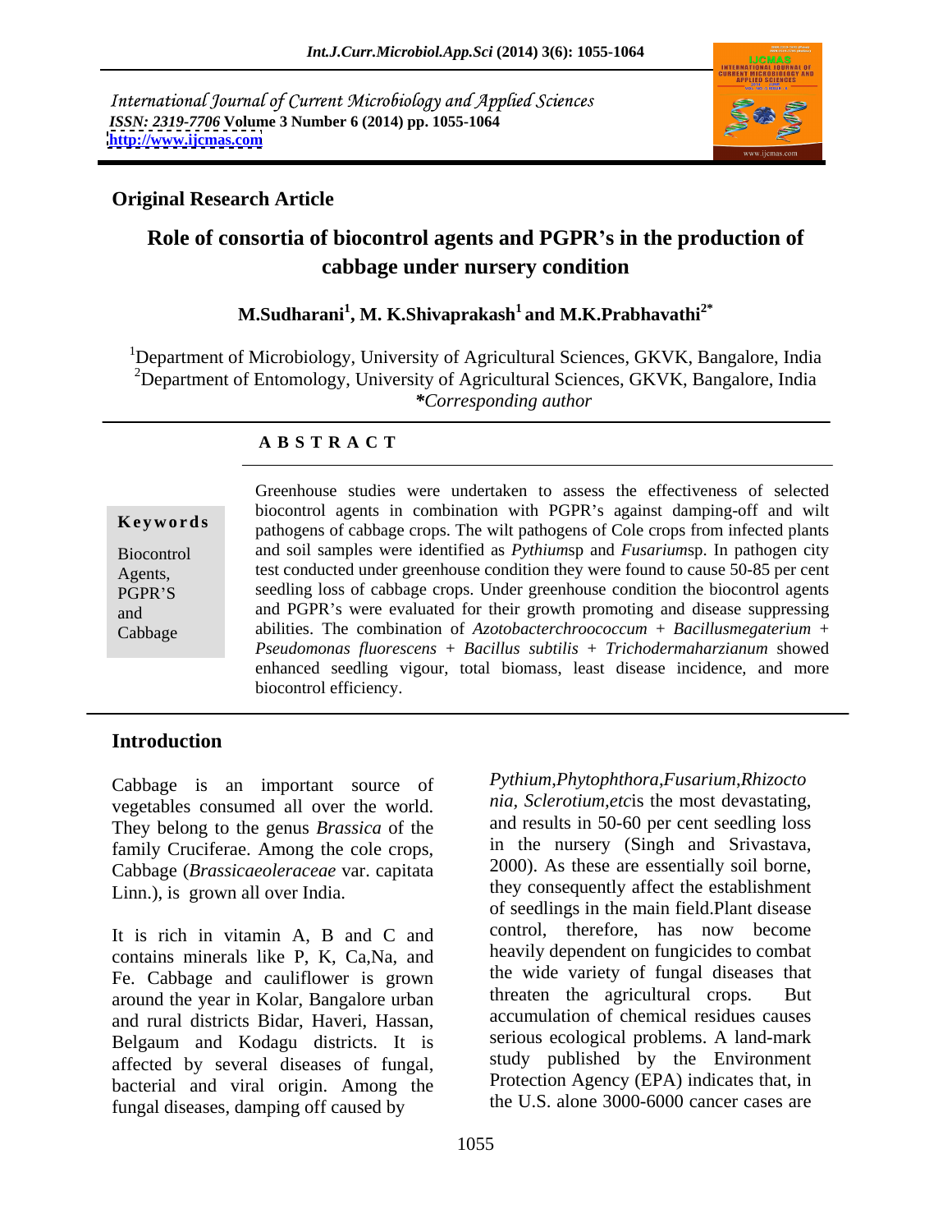International Journal of Current Microbiology and Applied Sciences
*ISSN: 2319-7706* **Volume 3 Number 6 (2014) pp. 1055-1064**
**http://www.ijcmas.com**

**Original Research Article**

# Role of consortia of biocontrol agents and PGPR's in the production of cabbage under nursery condition

**M.Sudharani[1], M. K.Shivaprakash[1] and M.K.Prabhavathi[2*]**

[1]Department of Microbiology, University of Agricultural Sciences, GKVK, Bangalore, India
[2]Department of Entomology, University of Agricultural Sciences, GKVK, Bangalore, India
*\*Corresponding author*

## A B S T R A C T

**Keywords**

Biocontrol Agents, PGPR'S and Cabbage

Greenhouse studies were undertaken to assess the effectiveness of selected biocontrol agents in combination with PGPR's against damping-off and wilt pathogens of cabbage crops. The wilt pathogens of Cole crops from infected plants and soil samples were identified as *Pythium*sp and *Fusarium*sp. In pathogen city test conducted under greenhouse condition they were found to cause 50-85 per cent seedling loss of cabbage crops. Under greenhouse condition the biocontrol agents and PGPR's were evaluated for their growth promoting and disease suppressing abilities. The combination of *Azotobacterchroococcum* + *Bacillusmegaterium* + *Pseudomonas fluorescens* + *Bacillus subtilis* + *Trichodermaharzianum* showed enhanced seedling vigour, total biomass, least disease incidence, and more biocontrol efficiency.

## Introduction

Cabbage is an important source of vegetables consumed all over the world. They belong to the genus *Brassica* of the family Cruciferae. Among the cole crops, Cabbage (*Brassicaeoleraceae* var. capitata Linn.), is grown all over India.

It is rich in vitamin A, B and C and contains minerals like P, K, Ca,Na, and Fe. Cabbage and cauliflower is grown around the year in Kolar, Bangalore urban and rural districts Bidar, Haveri, Hassan, Belgaum and Kodagu districts. It is affected by several diseases of fungal, bacterial and viral origin. Among the fungal diseases, damping off caused by *Pythium*,*Phytophthora*,*Fusarium*,*Rhizoctonia, Sclerotium*,*etc*is the most devastating, and results in 50-60 per cent seedling loss in the nursery (Singh and Srivastava, 2000). As these are essentially soil borne, they consequently affect the establishment of seedlings in the main field.Plant disease control, therefore, has now become heavily dependent on fungicides to combat the wide variety of fungal diseases that threaten the agricultural crops. But accumulation of chemical residues causes serious ecological problems. A land-mark study published by the Environment Protection Agency (EPA) indicates that, in the U.S. alone 3000-6000 cancer cases are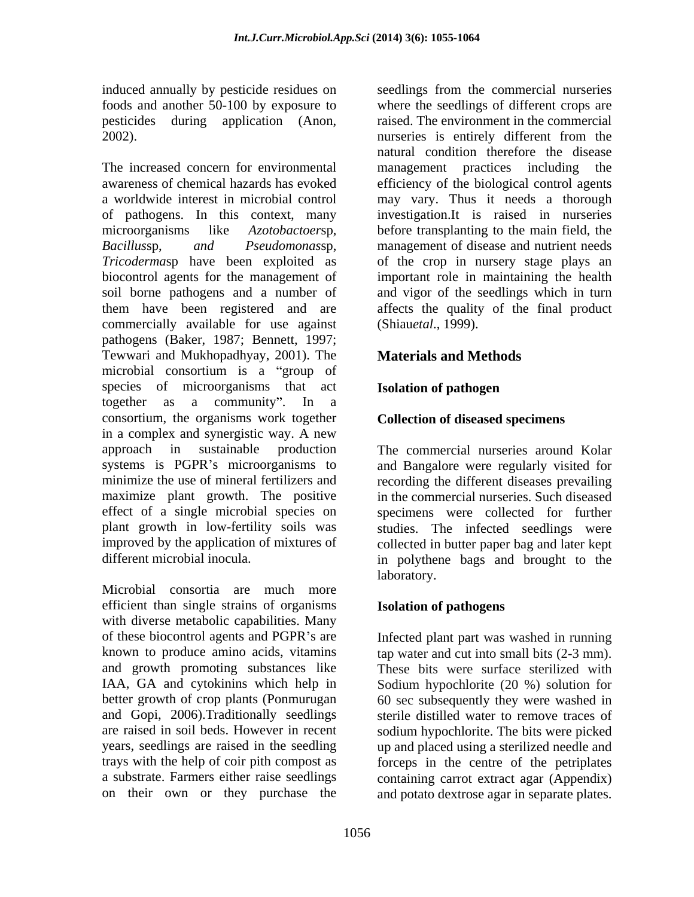induced annually by pesticide residues on foods and another 50-100 by exposure to pesticides during application (Anon, 2002).

The increased concern for environmental awareness of chemical hazards has evoked a worldwide interest in microbial control of pathogens. In this context, many microorganisms like *Azotobactoer*sp, *Bacillus*sp, *and Pseudomonas*sp, *Tricoderma*sp have been exploited as biocontrol agents for the management of soil borne pathogens and a number of them have been registered and are commercially available for use against pathogens (Baker, 1987; Bennett, 1997; Tewwari and Mukhopadhyay, 2001). The microbial consortium is a "group of species of microorganisms that act together as a community". In a consortium, the organisms work together in a complex and synergistic way. A new approach in sustainable production systems is PGPR's microorganisms to minimize the use of mineral fertilizers and maximize plant growth. The positive effect of a single microbial species on plant growth in low-fertility soils was improved by the application of mixtures of different microbial inocula.

Microbial consortia are much more efficient than single strains of organisms with diverse metabolic capabilities. Many of these biocontrol agents and PGPR's are known to produce amino acids, vitamins and growth promoting substances like IAA, GA and cytokinins which help in better growth of crop plants (Ponmurugan and Gopi, 2006).Traditionally seedlings are raised in soil beds. However in recent years, seedlings are raised in the seedling trays with the help of coir pith compost as a substrate. Farmers either raise seedlings on their own or they purchase the seedlings from the commercial nurseries where the seedlings of different crops are raised. The environment in the commercial nurseries is entirely different from the natural condition therefore the disease management practices including the efficiency of the biological control agents may vary. Thus it needs a thorough investigation.It is raised in nurseries before transplanting to the main field, the management of disease and nutrient needs of the crop in nursery stage plays an important role in maintaining the health and vigor of the seedlings which in turn affects the quality of the final product (Shiau*etal*., 1999).

## Materials and Methods

### Isolation of pathogen

### Collection of diseased specimens

The commercial nurseries around Kolar and Bangalore were regularly visited for recording the different diseases prevailing in the commercial nurseries. Such diseased specimens were collected for further studies. The infected seedlings were collected in butter paper bag and later kept in polythene bags and brought to the laboratory.

### Isolation of pathogens

Infected plant part was washed in running tap water and cut into small bits (2-3 mm). These bits were surface sterilized with Sodium hypochlorite (20 %) solution for 60 sec subsequently they were washed in sterile distilled water to remove traces of sodium hypochlorite. The bits were picked up and placed using a sterilized needle and forceps in the centre of the petriplates containing carrot extract agar (Appendix) and potato dextrose agar in separate plates.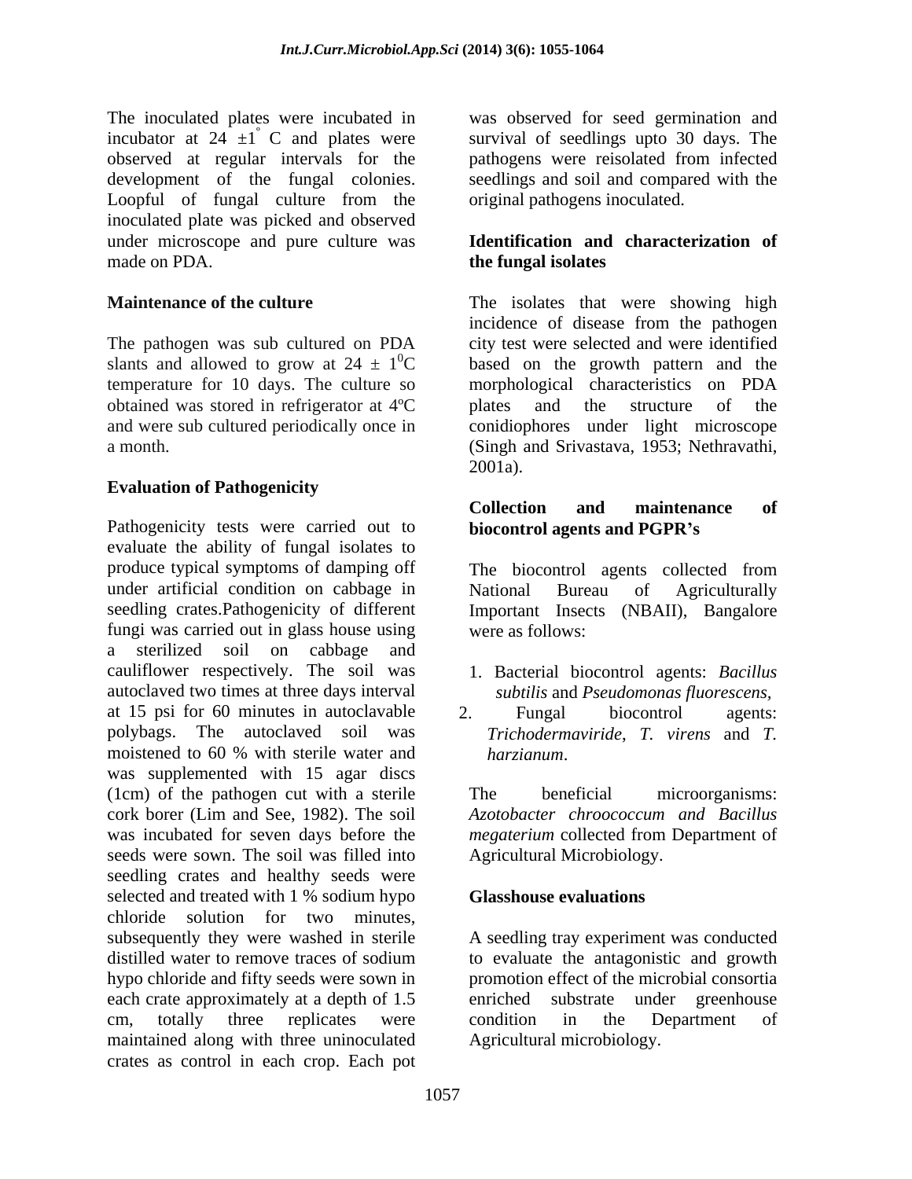The inoculated plates were incubated in incubator at 24 $\pm 1^{\circ}$ C and plates were observed at regular intervals for the development of the fungal colonies. Loopful of fungal culture from the inoculated plate was picked and observed under microscope and pure culture was made on PDA.

**Maintenance of the culture**

The pathogen was sub cultured on PDA slants and allowed to grow at 24 $\pm$ $1^{0}$C temperature for 10 days. The culture so obtained was stored in refrigerator at 4ºC and were sub cultured periodically once in a month.

**Evaluation of Pathogenicity**

Pathogenicity tests were carried out to evaluate the ability of fungal isolates to produce typical symptoms of damping off under artificial condition on cabbage in seedling crates.Pathogenicity of different fungi was carried out in glass house using a sterilized soil on cabbage and cauliflower respectively. The soil was autoclaved two times at three days interval at 15 psi for 60 minutes in autoclavable polybags. The autoclaved soil was moistened to 60 % with sterile water and was supplemented with 15 agar discs (1cm) of the pathogen cut with a sterile cork borer (Lim and See, 1982). The soil was incubated for seven days before the seeds were sown. The soil was filled into seedling crates and healthy seeds were selected and treated with 1 % sodium hypo chloride solution for two minutes, subsequently they were washed in sterile distilled water to remove traces of sodium hypo chloride and fifty seeds were sown in each crate approximately at a depth of 1.5 cm, totally three replicates were maintained along with three uninoculated crates as control in each crop. Each pot was observed for seed germination and survival of seedlings upto 30 days. The pathogens were reisolated from infected seedlings and soil and compared with the original pathogens inoculated.

**Identification and characterization of the fungal isolates**

The isolates that were showing high incidence of disease from the pathogen city test were selected and were identified based on the growth pattern and the morphological characteristics on PDA plates and the structure of the conidiophores under light microscope (Singh and Srivastava, 1953; Nethravathi, 2001a).

**Collection and maintenance of biocontrol agents and PGPR's**

The biocontrol agents collected from National Bureau of Agriculturally Important Insects (NBAII), Bangalore were as follows:

1. Bacterial biocontrol agents: *Bacillus subtilis* and *Pseudomonas fluorescens*,
2. Fungal biocontrol agents: *Trichodermaviride*, *T. virens* and *T. harzianum*.

The beneficial microorganisms: *Azotobacter chroococcum and Bacillus megaterium* collected from Department of Agricultural Microbiology.

**Glasshouse evaluations**

A seedling tray experiment was conducted to evaluate the antagonistic and growth promotion effect of the microbial consortia enriched substrate under greenhouse condition in the Department of Agricultural microbiology.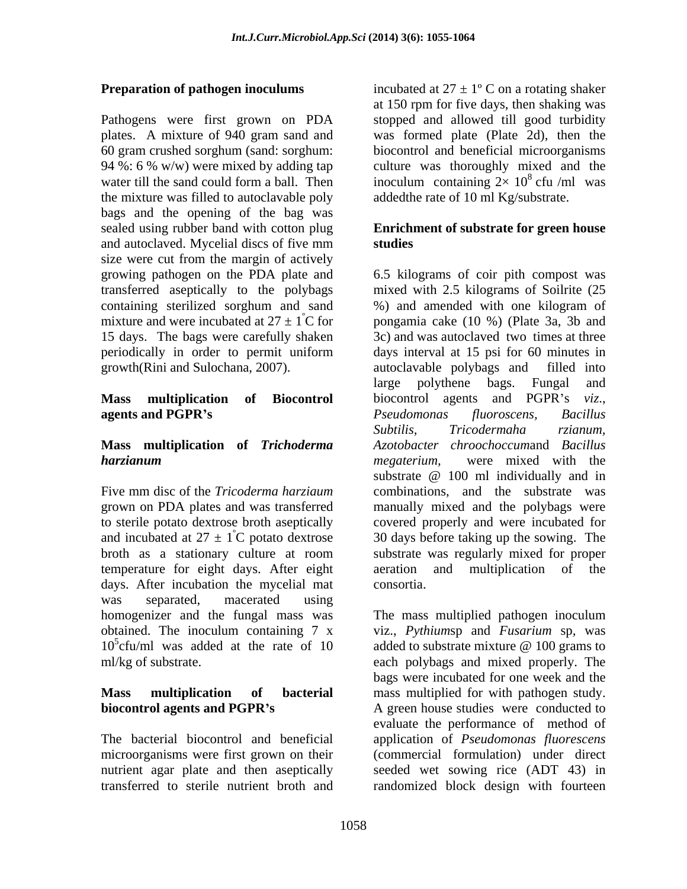**Preparation of pathogen inoculums**

Pathogens were first grown on PDA plates. A mixture of 940 gram sand and 60 gram crushed sorghum (sand: sorghum: 94 %: 6 % w/w) were mixed by adding tap water till the sand could form a ball. Then the mixture was filled to autoclavable poly bags and the opening of the bag was sealed using rubber band with cotton plug and autoclaved. Mycelial discs of five mm size were cut from the margin of actively growing pathogen on the PDA plate and transferred aseptically to the polybags containing sterilized sorghum and sand mixture and were incubated at $27 \pm 1^{\circ}$C for 15 days. The bags were carefully shaken periodically in order to permit uniform growth(Rini and Sulochana, 2007).

**Mass multiplication of Biocontrol agents and PGPR's**

**Mass multiplication of *Trichoderma harzianum***

Five mm disc of the *Tricoderma harziaum* grown on PDA plates and was transferred to sterile potato dextrose broth aseptically and incubated at $27 \pm 1^{\circ}$C potato dextrose broth as a stationary culture at room temperature for eight days. After eight days. After incubation the mycelial mat was separated, macerated using homogenizer and the fungal mass was obtained. The inoculum containing 7 x $10^5$cfu/ml was added at the rate of 10 ml/kg of substrate.

**Mass multiplication of bacterial biocontrol agents and PGPR's**

The bacterial biocontrol and beneficial microorganisms were first grown on their nutrient agar plate and then aseptically transferred to sterile nutrient broth and incubated at $27 \pm 1^{\circ}$ C on a rotating shaker at 150 rpm for five days, then shaking was stopped and allowed till good turbidity was formed plate (Plate 2d), then the biocontrol and beneficial microorganisms culture was thoroughly mixed and the inoculum containing $2\times 10^8$ cfu /ml was addedthe rate of 10 ml Kg/substrate.

**Enrichment of substrate for green house studies**

6.5 kilograms of coir pith compost was mixed with 2.5 kilograms of Soilrite (25 %) and amended with one kilogram of pongamia cake (10 %) (Plate 3a, 3b and 3c) and was autoclaved two times at three days interval at 15 psi for 60 minutes in autoclavable polybags and filled into large polythene bags. Fungal and biocontrol agents and PGPR's *viz*., *Pseudomonas fluoroscens, Bacillus Subtilis, Tricodermaha rzianum, Azotobacter chroochoccum*and *Bacillus megaterium,* were mixed with the substrate @ 100 ml individually and in combinations, and the substrate was manually mixed and the polybags were covered properly and were incubated for 30 days before taking up the sowing. The substrate was regularly mixed for proper aeration and multiplication of the consortia.

The mass multiplied pathogen inoculum viz., *Pythium*sp and *Fusarium* sp, was added to substrate mixture @ 100 grams to each polybags and mixed properly. The bags were incubated for one week and the mass multiplied for with pathogen study. A green house studies were conducted to evaluate the performance of method of application of *Pseudomonas fluorescens* (commercial formulation) under direct seeded wet sowing rice (ADT 43) in randomized block design with fourteen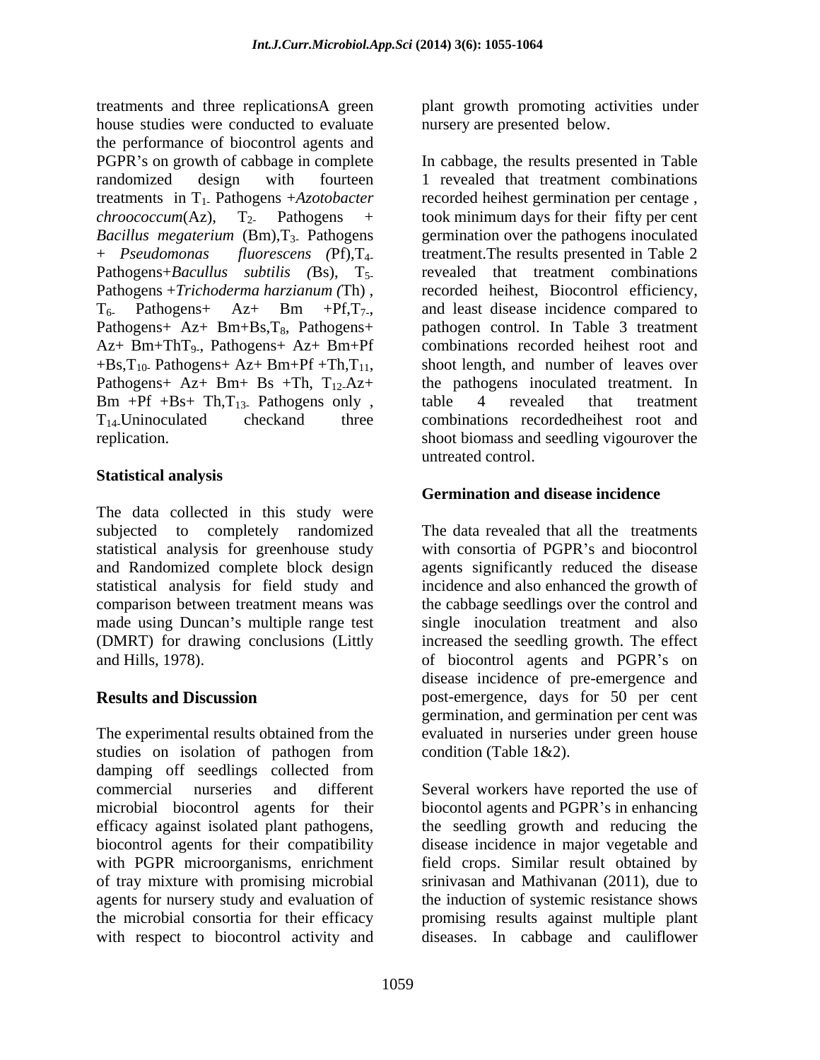treatments and three replicationsA green house studies were conducted to evaluate the performance of biocontrol agents and PGPR's on growth of cabbage in complete randomized design with fourteen treatments in $T_1$- Pathogens +*Azotobacter chroococcum*(Az), $T_2$- Pathogens + *Bacillus megaterium* (Bm),$T_3$- Pathogens + *Pseudomonas fluorescens (*Pf),$T_4$- Pathogens+*Bacullus subtilis (*Bs), $T_5$- Pathogens +*Trichoderma harzianum (*Th) , $T_6$- Pathogens+ Az+ Bm +Pf,$T_7$-, Pathogens+ Az+ Bm+Bs,$T_8$, Pathogens+ Az+ Bm+Th$T_9$-, Pathogens+ Az+ Bm+Pf +Bs,$T_{10}$- Pathogens+ Az+ Bm+Pf +Th,$T_{11}$, Pathogens+ Az+ Bm+ Bs +Th, $T_{12}$-Az+ Bm +Pf +Bs+ Th,$T_{13}$- Pathogens only , $T_{14}$-Uninoculated checkand three replication.

## Statistical analysis

The data collected in this study were subjected to completely randomized statistical analysis for greenhouse study and Randomized complete block design statistical analysis for field study and comparison between treatment means was made using Duncan's multiple range test (DMRT) for drawing conclusions (Littly and Hills, 1978).

## Results and Discussion

The experimental results obtained from the studies on isolation of pathogen from damping off seedlings collected from commercial nurseries and different microbial biocontrol agents for their efficacy against isolated plant pathogens, biocontrol agents for their compatibility with PGPR microorganisms, enrichment of tray mixture with promising microbial agents for nursery study and evaluation of the microbial consortia for their efficacy with respect to biocontrol activity and plant growth promoting activities under nursery are presented below.

In cabbage, the results presented in Table 1 revealed that treatment combinations recorded heihest germination per centage , took minimum days for their fifty per cent germination over the pathogens inoculated treatment.The results presented in Table 2 revealed that treatment combinations recorded heihest, Biocontrol efficiency, and least disease incidence compared to pathogen control. In Table 3 treatment combinations recorded heihest root and shoot length, and number of leaves over the pathogens inoculated treatment. In table 4 revealed that treatment combinations recordedheihest root and shoot biomass and seedling vigourover the untreated control.

## Germination and disease incidence

The data revealed that all the treatments with consortia of PGPR's and biocontrol agents significantly reduced the disease incidence and also enhanced the growth of the cabbage seedlings over the control and single inoculation treatment and also increased the seedling growth. The effect of biocontrol agents and PGPR's on disease incidence of pre-emergence and post-emergence, days for 50 per cent germination, and germination per cent was evaluated in nurseries under green house condition (Table 1&2).

Several workers have reported the use of biocontol agents and PGPR's in enhancing the seedling growth and reducing the disease incidence in major vegetable and field crops. Similar result obtained by srinivasan and Mathivanan (2011), due to the induction of systemic resistance shows promising results against multiple plant diseases. In cabbage and cauliflower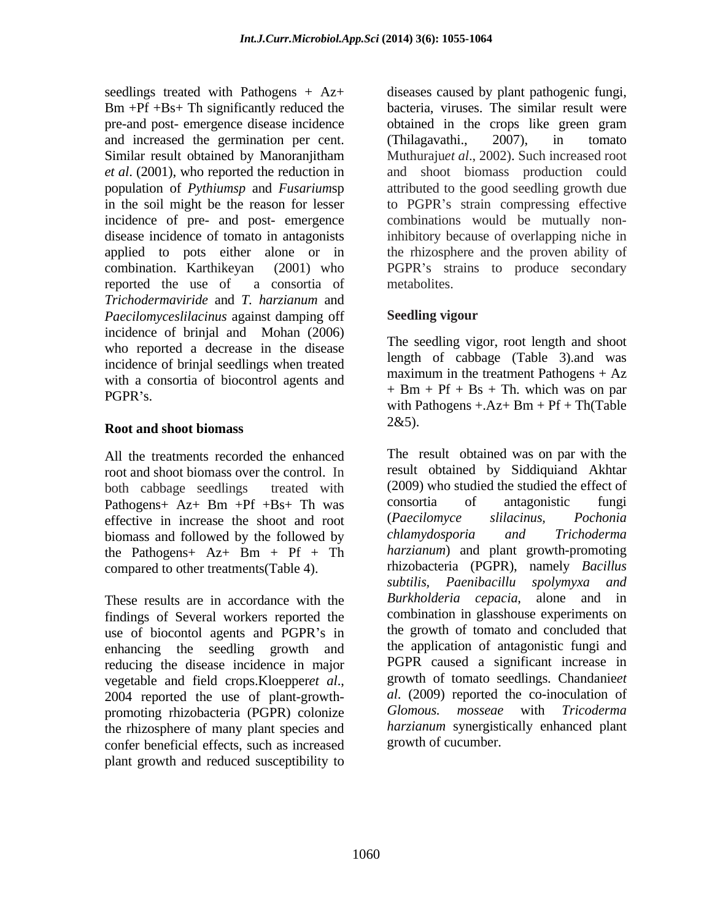seedlings treated with Pathogens + Az+ Bm +Pf +Bs+ Th significantly reduced the pre-and post- emergence disease incidence and increased the germination per cent. Similar result obtained by Manoranjitham *et al*. (2001), who reported the reduction in population of *Pythiumsp* and *Fusarium*sp in the soil might be the reason for lesser incidence of pre- and post- emergence disease incidence of tomato in antagonists applied to pots either alone or in combination. Karthikeyan (2001) who reported the use of a consortia of *Trichodermaviride* and *T. harzianum* and *Paecilomyceslilacinus* against damping off incidence of brinjal and Mohan (2006) who reported a decrease in the disease incidence of brinjal seedlings when treated with a consortia of biocontrol agents and PGPR's.

## Root and shoot biomass

All the treatments recorded the enhanced root and shoot biomass over the control. In both cabbage seedlings treated with Pathogens+ Az+ Bm +Pf +Bs+ Th was effective in increase the shoot and root biomass and followed by the followed by the Pathogens+ Az+ Bm + Pf + Th compared to other treatments(Table 4).

These results are in accordance with the findings of Several workers reported the use of biocontol agents and PGPR's in enhancing the seedling growth and reducing the disease incidence in major vegetable and field crops.Kloepper*et al*., 2004 reported the use of plant-growth-promoting rhizobacteria (PGPR) colonize the rhizosphere of many plant species and confer beneficial effects, such as increased plant growth and reduced susceptibility to diseases caused by plant pathogenic fungi, bacteria, viruses. The similar result were obtained in the crops like green gram (Thilagavathi., 2007), in tomato Muthuraju*et al*., 2002). Such increased root and shoot biomass production could attributed to the good seedling growth due to PGPR's strain compressing effective combinations would be mutually non-inhibitory because of overlapping niche in the rhizosphere and the proven ability of PGPR's strains to produce secondary metabolites.

## Seedling vigour

The seedling vigor, root length and shoot length of cabbage (Table 3).and was maximum in the treatment Pathogens + Az + Bm + Pf + Bs + Th. which was on par with Pathogens +.Az+ Bm + Pf + Th(Table 2&5).

The result obtained was on par with the result obtained by Siddiquiand Akhtar (2009) who studied the studied the effect of consortia of antagonistic fungi (*Paecilomyce slilacinus*, *Pochonia chlamydosporia and Trichoderma harzianum*) and plant growth-promoting rhizobacteria (PGPR), namely *Bacillus subtilis*, *Paenibacillu spolymyxa and Burkholderia cepacia*, alone and in combination in glasshouse experiments on the growth of tomato and concluded that the application of antagonistic fungi and PGPR caused a significant increase in growth of tomato seedlings. Chandanie*et al*. (2009) reported the co-inoculation of *Glomous. mosseae* with *Tricoderma harzianum* synergistically enhanced plant growth of cucumber.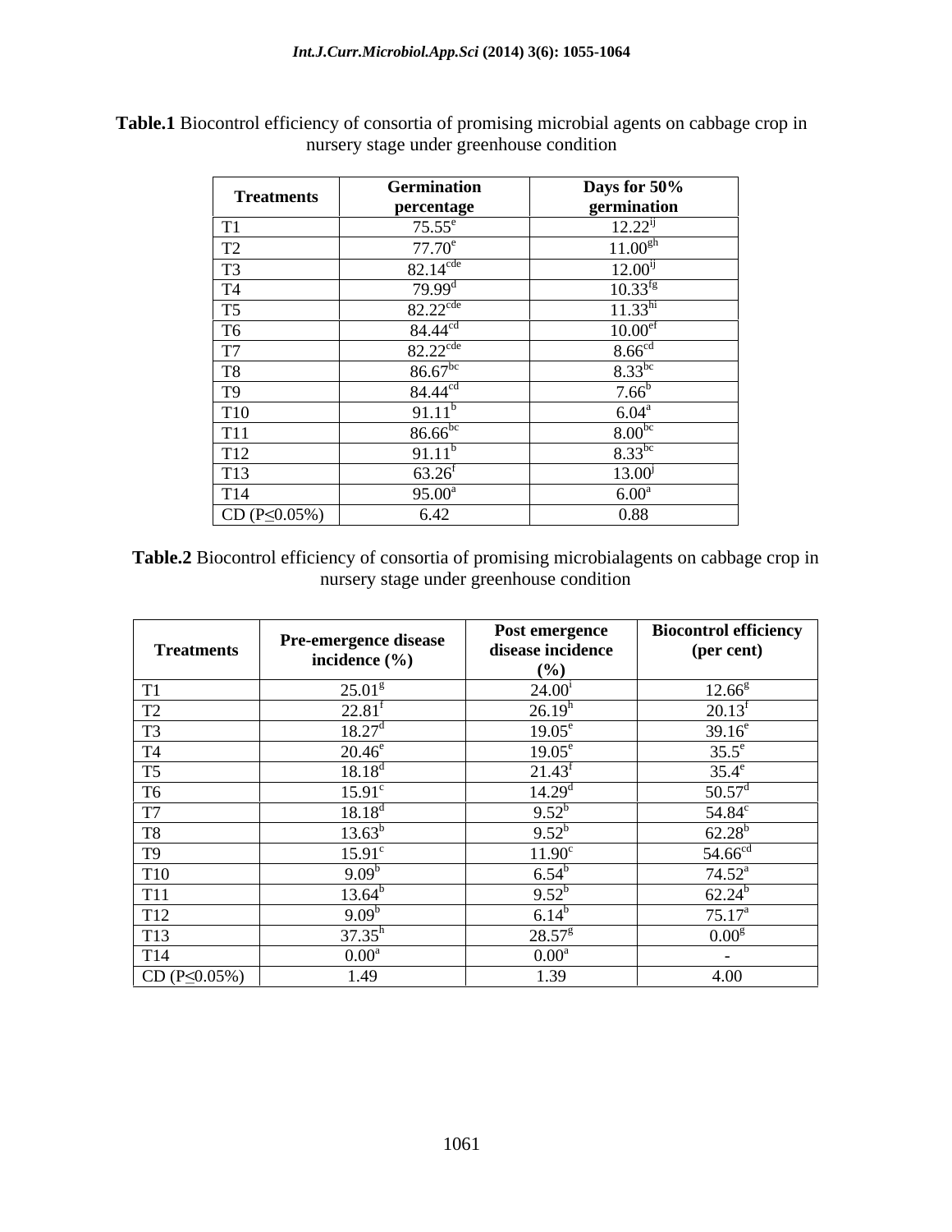**Table.1** Biocontrol efficiency of consortia of promising microbial agents on cabbage crop in nursery stage under greenhouse condition

| Treatments | Germination percentage | Days for 50% germination |
|---|---|---|
| T1 | $75.55^{e}$ | $12.22^{ij}$ |
| T2 | $77.70^{e}$ | $11.00^{gh}$ |
| T3 | $82.14^{cde}$ | $12.00^{ij}$ |
| T4 | $79.99^{d}$ | $10.33^{fg}$ |
| T5 | $82.22^{cde}$ | $11.33^{hi}$ |
| T6 | $84.44^{cd}$ | $10.00^{ef}$ |
| T7 | $82.22^{cde}$ | $8.66^{cd}$ |
| T8 | $86.67^{bc}$ | $8.33^{bc}$ |
| T9 | $84.44^{cd}$ | $7.66^{b}$ |
| T10 | $91.11^{b}$ | $6.04^{a}$ |
| T11 | $86.66^{bc}$ | $8.00^{bc}$ |
| T12 | $91.11^{b}$ | $8.33^{bc}$ |
| T13 | $63.26^{f}$ | $13.00^{j}$ |
| T14 | $95.00^{a}$ | $6.00^{a}$ |
| CD ($P \leq 0.05\%$) | 6.42 | 0.88 |

**Table.2** Biocontrol efficiency of consortia of promising microbialagents on cabbage crop in nursery stage under greenhouse condition

| Treatments | Pre-emergence disease incidence (%) | Post emergence disease incidence (%) | Biocontrol efficiency (per cent) |
|---|---|---|---|
| T1 | $25.01^{g}$ | $24.00^{i}$ | $12.66^{g}$ |
| T2 | $22.81^{f}$ | $26.19^{h}$ | $20.13^{f}$ |
| T3 | $18.27^{d}$ | $19.05^{e}$ | $39.16^{e}$ |
| T4 | $20.46^{e}$ | $19.05^{e}$ | $35.5^{e}$ |
| T5 | $18.18^{d}$ | $21.43^{f}$ | $35.4^{e}$ |
| T6 | $15.91^{c}$ | $14.29^{d}$ | $50.57^{d}$ |
| T7 | $18.18^{d}$ | $9.52^{b}$ | $54.84^{c}$ |
| T8 | $13.63^{b}$ | $9.52^{b}$ | $62.28^{b}$ |
| T9 | $15.91^{c}$ | $11.90^{c}$ | $54.66^{cd}$ |
| T10 | $9.09^{b}$ | $6.54^{b}$ | $74.52^{a}$ |
| T11 | $13.64^{b}$ | $9.52^{b}$ | $62.24^{b}$ |
| T12 | $9.09^{b}$ | $6.14^{b}$ | $75.17^{a}$ |
| T13 | $37.35^{h}$ | $28.57^{g}$ | $0.00^{g}$ |
| T14 | $0.00^{a}$ | $0.00^{a}$ | - |
| CD ($P \leq 0.05\%$) | 1.49 | 1.39 | 4.00 |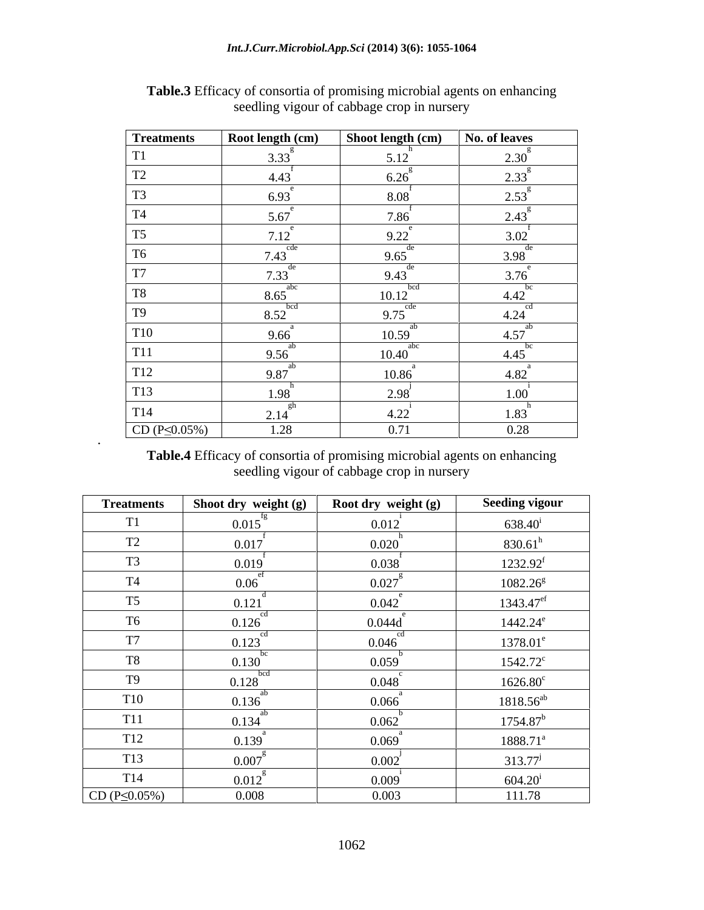**Table.3** Efficacy of consortia of promising microbial agents on enhancing seedling vigour of cabbage crop in nursery

| Treatments | Root length (cm) | Shoot length (cm) | No. of leaves |
|---|---|---|---|
| T1 | 3.33[g] | 5.12[h] | 2.30[g] |
| T2 | 4.43[f] | 6.26[g] | 2.33[g] |
| T3 | 6.93[e] | 8.08[f] | 2.53[g] |
| T4 | 5.67[e] | 7.86[f] | 2.43[g] |
| T5 | 7.12[e] | 9.22[e] | 3.02[f] |
| T6 | 7.43[cde] | 9.65[de] | 3.98[de] |
| T7 | 7.33[de] | 9.43[de] | 3.76[e] |
| T8 | 8.65[abc] | 10.12[bcd] | 4.42[bc] |
| T9 | 8.52[bcd] | 9.75[cde] | 4.24[cd] |
| T10 | 9.66[a] | 10.59[ab] | 4.57[ab] |
| T11 | 9.56[ab] | 10.40[abc] | 4.45[bc] |
| T12 | 9.87[ab] | 10.86[a] | 4.82[a] |
| T13 | 1.98[h] | 2.98[j] | 1.00[i] |
| T14 | 2.14[gh] | 4.22[i] | 1.83[h] |
| CD ($P \leq 0.05\%$) | 1.28 | 0.71 | 0.28 |

**Table.4** Efficacy of consortia of promising microbial agents on enhancing seedling vigour of cabbage crop in nursery

| Treatments | Shoot dry weight (g) | Root dry weight (g) | Seeding vigour |
|---|---|---|---|
| T1 | 0.015[fg] | 0.012[i] | 638.40[i] |
| T2 | 0.017[f] | 0.020[h] | 830.61[h] |
| T3 | 0.019[f] | 0.038[f] | 1232.92[f] |
| T4 | 0.06[ef] | 0.027[g] | 1082.26[g] |
| T5 | 0.121[d] | 0.042[e] | 1343.47[ef] |
| T6 | 0.126[cd] | 0.044d[e] | 1442.24[e] |
| T7 | 0.123[cd] | 0.046[cd] | 1378.01[e] |
| T8 | 0.130[bc] | 0.059[b] | 1542.72[c] |
| T9 | 0.128[bcd] | 0.048[c] | 1626.80[c] |
| T10 | 0.136[ab] | 0.066[a] | 1818.56[ab] |
| T11 | 0.134[ab] | 0.062[b] | 1754.87[b] |
| T12 | 0.139[a] | 0.069[a] | 1888.71[a] |
| T13 | 0.007[g] | 0.002[j] | 313.77[j] |
| T14 | 0.012[g] | 0.009[i] | 604.20[i] |
| CD ($P \leq 0.05\%$) | 0.008 | 0.003 | 111.78 |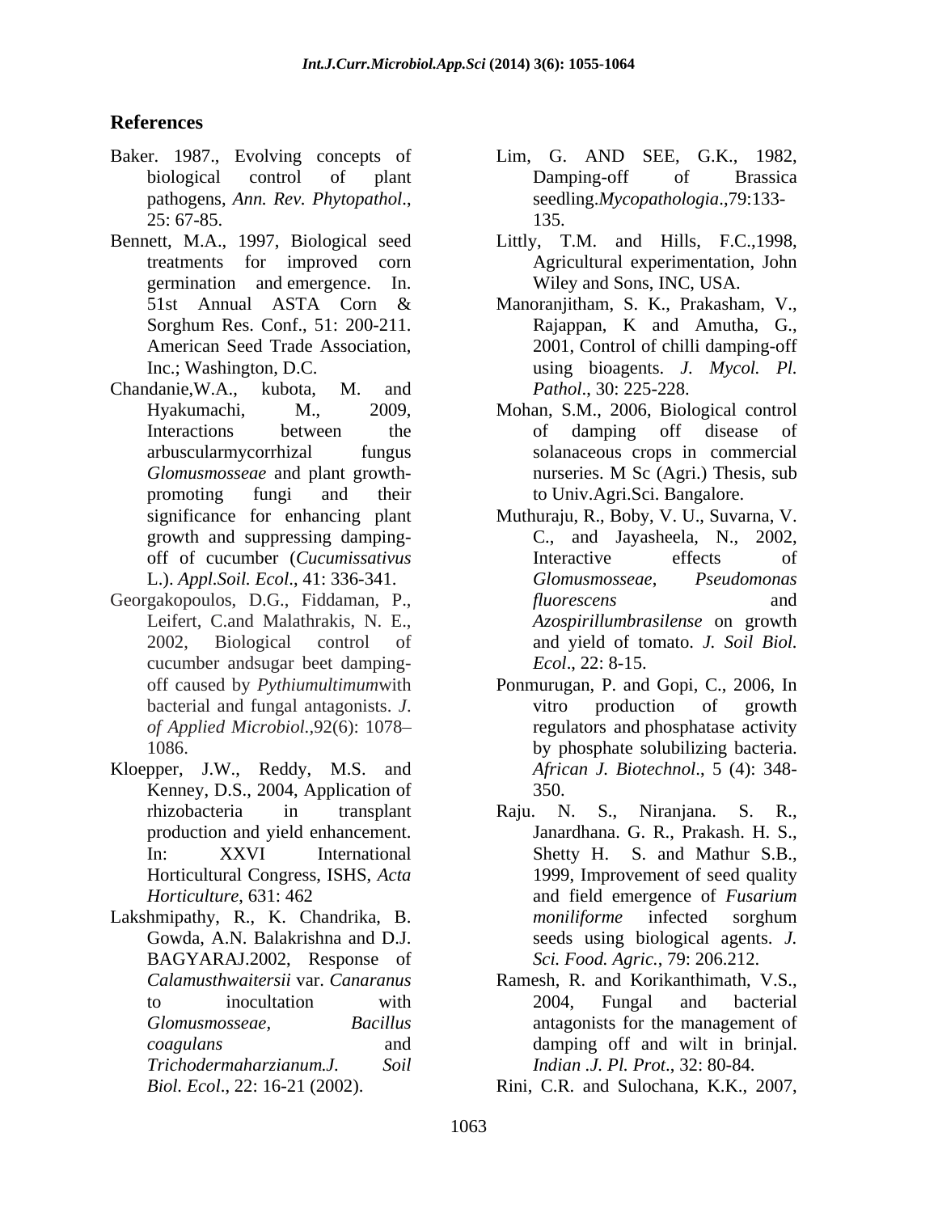## References

Baker. 1987., Evolving concepts of biological control of plant pathogens, *Ann. Rev. Phytopathol*., 25: 67-85.

Bennett, M.A., 1997, Biological seed treatments for improved corn germination and emergence. In. 51st Annual ASTA Corn & Sorghum Res. Conf., 51: 200-211. American Seed Trade Association, Inc.; Washington, D.C.

Chandanie,W.A., kubota, M. and Hyakumachi, M., 2009, Interactions between the arbuscularmycorrhizal fungus *Glomusmosseae* and plant growth-promoting fungi and their significance for enhancing plant growth and suppressing damping-off of cucumber (*Cucumissativus* L.). *Appl.Soil. Ecol*., 41: 336-341.

Georgakopoulos, D.G., Fiddaman, P., Leifert, C.and Malathrakis, N. E., 2002, Biological control of cucumber andsugar beet damping-off caused by *Pythiumultimum*with bacterial and fungal antagonists. *J. of Applied Microbiol.*,92(6): 1078–1086.

Kloepper, J.W., Reddy, M.S. and Kenney, D.S., 2004, Application of rhizobacteria in transplant production and yield enhancement. In: XXVI International Horticultural Congress, ISHS, *Acta Horticulture*, 631: 462

Lakshmipathy, R., K. Chandrika, B. Gowda, A.N. Balakrishna and D.J. BAGYARAJ.2002, Response of *Calamusthwaitersii* var. *Canaranus* to inocultation with *Glomusmosseae*, *Bacillus coagulans* and *Trichodermaharzianum.J. Soil Biol. Ecol*., 22: 16-21 (2002).

Lim, G. AND SEE, G.K., 1982, Damping-off of Brassica seedling.*Mycopathologia*.,79:133-135.

Littly, T.M. and Hills, F.C.,1998, Agricultural experimentation, John Wiley and Sons, INC, USA.

Manoranjitham, S. K., Prakasham, V., Rajappan, K and Amutha, G., 2001, Control of chilli damping-off using bioagents. *J. Mycol. Pl. Pathol*., 30: 225-228.

Mohan, S.M., 2006, Biological control of damping off disease of solanaceous crops in commercial nurseries. M Sc (Agri.) Thesis, sub to Univ.Agri.Sci. Bangalore.

Muthuraju, R., Boby, V. U., Suvarna, V. C., and Jayasheela, N., 2002, Interactive effects of *Glomusmosseae*, *Pseudomonas fluorescens* and *Azospirillumbrasilense* on growth and yield of tomato. *J. Soil Biol. Ecol*., 22: 8-15.

Ponmurugan, P. and Gopi, C., 2006, In vitro production of growth regulators and phosphatase activity by phosphate solubilizing bacteria. *African J. Biotechnol*., 5 (4): 348-350.

Raju. N. S., Niranjana. S. R., Janardhana. G. R., Prakash. H. S., Shetty H. S. and Mathur S.B., 1999, Improvement of seed quality and field emergence of *Fusarium moniliforme* infected sorghum seeds using biological agents. *J. Sci. Food. Agric.*, 79: 206.212.

Ramesh, R. and Korikanthimath, V.S., 2004, Fungal and bacterial antagonists for the management of damping off and wilt in brinjal. *Indian .J. Pl. Prot*., 32: 80-84.

Rini, C.R. and Sulochana, K.K., 2007,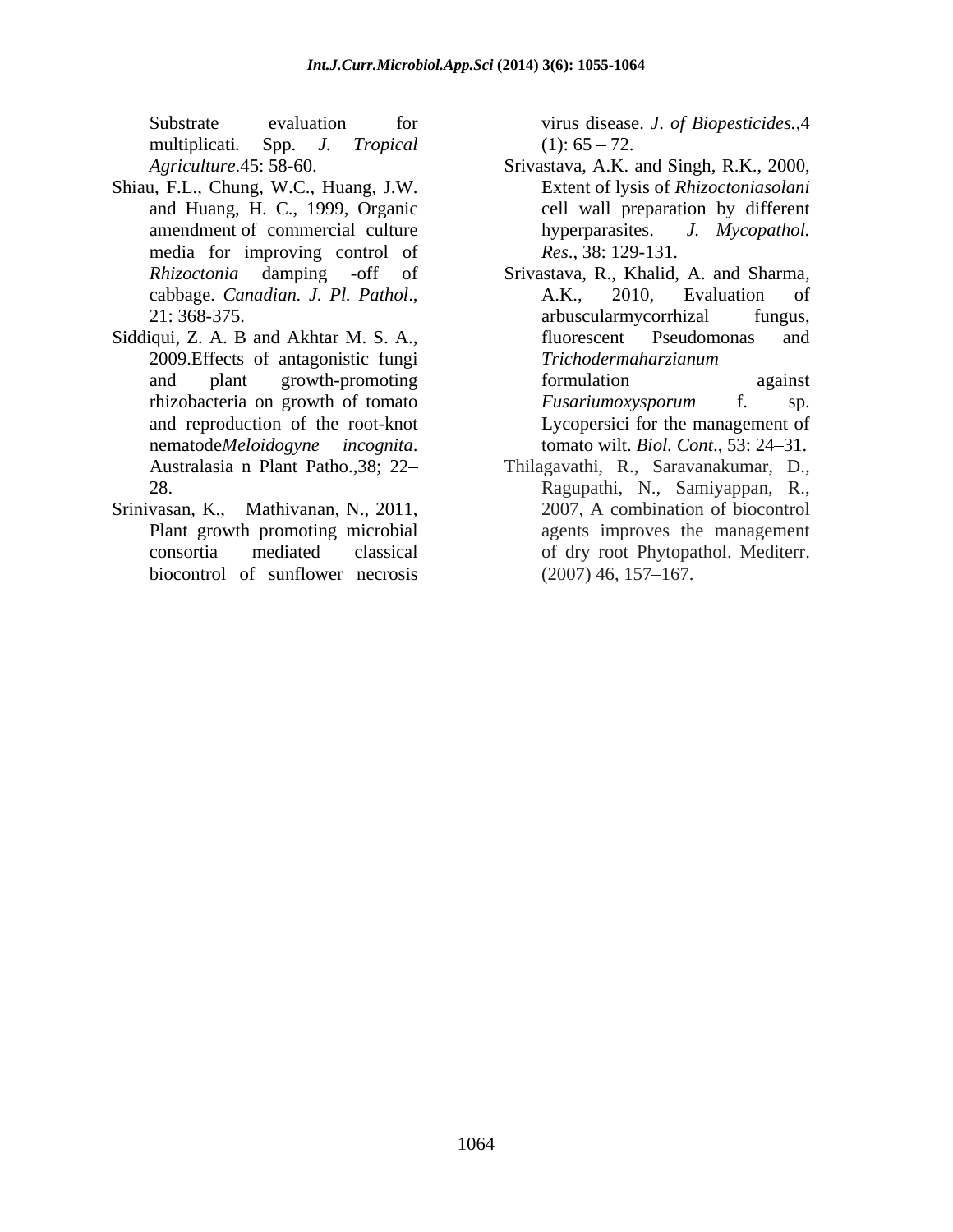Substrate evaluation for multiplicati. Spp. *J. Tropical Agriculture*.45: 58-60.

Shiau, F.L., Chung, W.C., Huang, J.W. and Huang, H. C., 1999, Organic amendment of commercial culture media for improving control of *Rhizoctonia* damping -off of cabbage. *Canadian. J. Pl. Pathol*., 21: 368-375.

Siddiqui, Z. A. B and Akhtar M. S. A., 2009.Effects of antagonistic fungi and plant growth-promoting rhizobacteria on growth of tomato and reproduction of the root-knot nematode*Meloidogyne incognita*. Australasia n Plant Patho.,38; 22–28.

Srinivasan, K., Mathivanan, N., 2011, Plant growth promoting microbial consortia mediated classical biocontrol of sunflower necrosis virus disease. *J. of Biopesticides.*,4 (1): 65 – 72.

Srivastava, A.K. and Singh, R.K., 2000, Extent of lysis of *Rhizoctoniasolani* cell wall preparation by different hyperparasites. *J. Mycopathol. Res*., 38: 129-131.

Srivastava, R., Khalid, A. and Sharma, A.K., 2010, Evaluation of arbuscularmycorrhizal fungus, fluorescent Pseudomonas and *Trichodermaharzianum* formulation against *Fusariumoxysporum* f. sp. Lycopersici for the management of tomato wilt. *Biol. Cont*., 53: 24–31.

Thilagavathi, R., Saravanakumar, D., Ragupathi, N., Samiyappan, R., 2007, A combination of biocontrol agents improves the management of dry root Phytopathol. Mediterr. (2007) 46, 157–167.